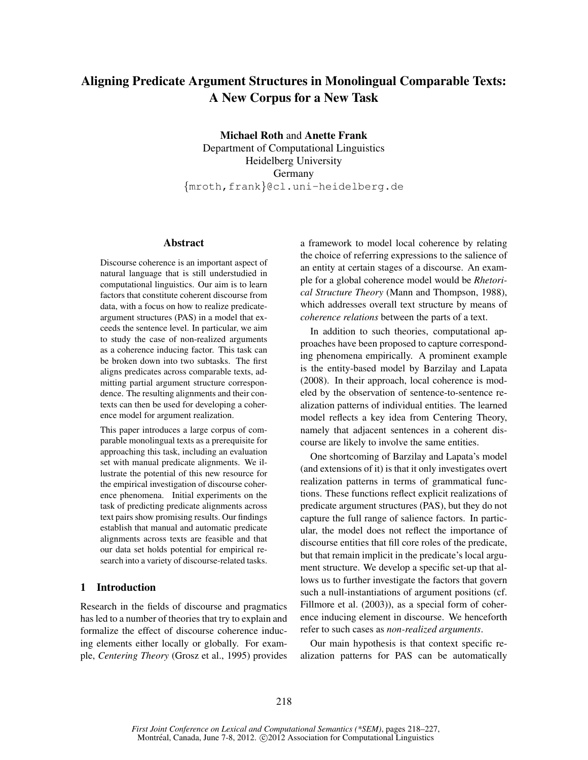# Aligning Predicate Argument Structures in Monolingual Comparable Texts: A New Corpus for a New Task

**Michael Roth** and **Anette Frank**
Department of Computational Linguistics
Heidelberg University
Germany
{mroth,frank}@cl.uni-heidelberg.de

## Abstract

Discourse coherence is an important aspect of natural language that is still understudied in computational linguistics. Our aim is to learn factors that constitute coherent discourse from data, with a focus on how to realize predicate-argument structures (PAS) in a model that exceeds the sentence level. In particular, we aim to study the case of non-realized arguments as a coherence inducing factor. This task can be broken down into two subtasks. The first aligns predicates across comparable texts, admitting partial argument structure correspondence. The resulting alignments and their contexts can then be used for developing a coherence model for argument realization.

This paper introduces a large corpus of comparable monolingual texts as a prerequisite for approaching this task, including an evaluation set with manual predicate alignments. We illustrate the potential of this new resource for the empirical investigation of discourse coherence phenomena. Initial experiments on the task of predicting predicate alignments across text pairs show promising results. Our findings establish that manual and automatic predicate alignments across texts are feasible and that our data set holds potential for empirical research into a variety of discourse-related tasks.

## 1 Introduction

Research in the fields of discourse and pragmatics has led to a number of theories that try to explain and formalize the effect of discourse coherence inducing elements either locally or globally. For example, *Centering Theory* (Grosz et al., 1995) provides a framework to model local coherence by relating the choice of referring expressions to the salience of an entity at certain stages of a discourse. An example for a global coherence model would be *Rhetorical Structure Theory* (Mann and Thompson, 1988), which addresses overall text structure by means of *coherence relations* between the parts of a text.

In addition to such theories, computational approaches have been proposed to capture corresponding phenomena empirically. A prominent example is the entity-based model by Barzilay and Lapata (2008). In their approach, local coherence is modeled by the observation of sentence-to-sentence realization patterns of individual entities. The learned model reflects a key idea from Centering Theory, namely that adjacent sentences in a coherent discourse are likely to involve the same entities.

One shortcoming of Barzilay and Lapata's model (and extensions of it) is that it only investigates overt realization patterns in terms of grammatical functions. These functions reflect explicit realizations of predicate argument structures (PAS), but they do not capture the full range of salience factors. In particular, the model does not reflect the importance of discourse entities that fill core roles of the predicate, but that remain implicit in the predicate's local argument structure. We develop a specific set-up that allows us to further investigate the factors that govern such a null-instantiations of argument positions (cf. Fillmore et al. (2003)), as a special form of coherence inducing element in discourse. We henceforth refer to such cases as *non-realized arguments*.

Our main hypothesis is that context specific realization patterns for PAS can be automatically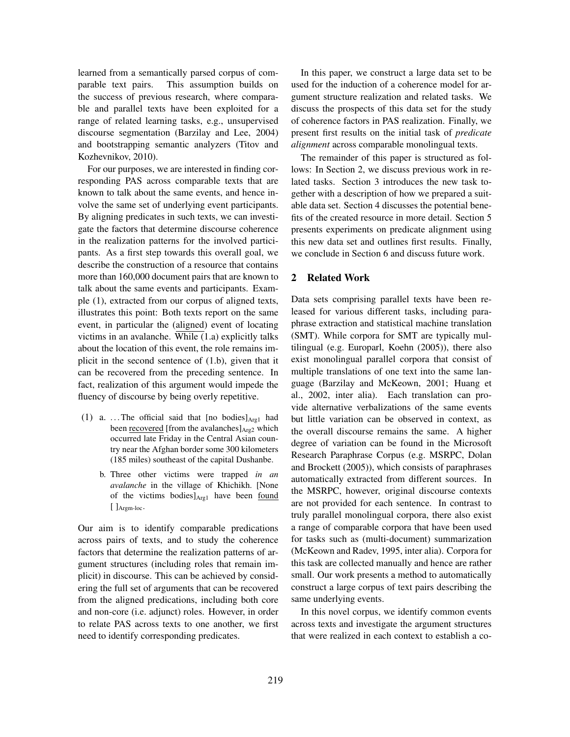learned from a semantically parsed corpus of comparable text pairs. This assumption builds on the success of previous research, where comparable and parallel texts have been exploited for a range of related learning tasks, e.g., unsupervised discourse segmentation (Barzilay and Lee, 2004) and bootstrapping semantic analyzers (Titov and Kozhevnikov, 2010).

For our purposes, we are interested in finding corresponding PAS across comparable texts that are known to talk about the same events, and hence involve the same set of underlying event participants. By aligning predicates in such texts, we can investigate the factors that determine discourse coherence in the realization patterns for the involved participants. As a first step towards this overall goal, we describe the construction of a resource that contains more than 160,000 document pairs that are known to talk about the same events and participants. Example (1), extracted from our corpus of aligned texts, illustrates this point: Both texts report on the same event, in particular the (aligned) event of locating victims in an avalanche. While (1.a) explicitly talks about the location of this event, the role remains implicit in the second sentence of (1.b), given that it can be recovered from the preceding sentence. In fact, realization of this argument would impede the fluency of discourse by being overly repetitive.

(1) a. . . . The official said that [no bodies]$_{\text{Arg1}}$ had been recovered [from the avalanches]$_{\text{Arg2}}$ which occurred late Friday in the Central Asian country near the Afghan border some 300 kilometers (185 miles) southeast of the capital Dushanbe.

b. Three other victims were trapped *in an avalanche* in the village of Khichikh. [None of the victims bodies]$_{\text{Arg1}}$ have been found [ ]$_{\text{Argm-loc}}$.

Our aim is to identify comparable predications across pairs of texts, and to study the coherence factors that determine the realization patterns of argument structures (including roles that remain implicit) in discourse. This can be achieved by considering the full set of arguments that can be recovered from the aligned predications, including both core and non-core (i.e. adjunct) roles. However, in order to relate PAS across texts to one another, we first need to identify corresponding predicates.

In this paper, we construct a large data set to be used for the induction of a coherence model for argument structure realization and related tasks. We discuss the prospects of this data set for the study of coherence factors in PAS realization. Finally, we present first results on the initial task of *predicate alignment* across comparable monolingual texts.

The remainder of this paper is structured as follows: In Section 2, we discuss previous work in related tasks. Section 3 introduces the new task together with a description of how we prepared a suitable data set. Section 4 discusses the potential benefits of the created resource in more detail. Section 5 presents experiments on predicate alignment using this new data set and outlines first results. Finally, we conclude in Section 6 and discuss future work.

## 2 Related Work

Data sets comprising parallel texts have been released for various different tasks, including paraphrase extraction and statistical machine translation (SMT). While corpora for SMT are typically multilingual (e.g. Europarl, Koehn (2005)), there also exist monolingual parallel corpora that consist of multiple translations of one text into the same language (Barzilay and McKeown, 2001; Huang et al., 2002, inter alia). Each translation can provide alternative verbalizations of the same events but little variation can be observed in context, as the overall discourse remains the same. A higher degree of variation can be found in the Microsoft Research Paraphrase Corpus (e.g. MSRPC, Dolan and Brockett (2005)), which consists of paraphrases automatically extracted from different sources. In the MSRPC, however, original discourse contexts are not provided for each sentence. In contrast to truly parallel monolingual corpora, there also exist a range of comparable corpora that have been used for tasks such as (multi-document) summarization (McKeown and Radev, 1995, inter alia). Corpora for this task are collected manually and hence are rather small. Our work presents a method to automatically construct a large corpus of text pairs describing the same underlying events.

In this novel corpus, we identify common events across texts and investigate the argument structures that were realized in each context to establish a co-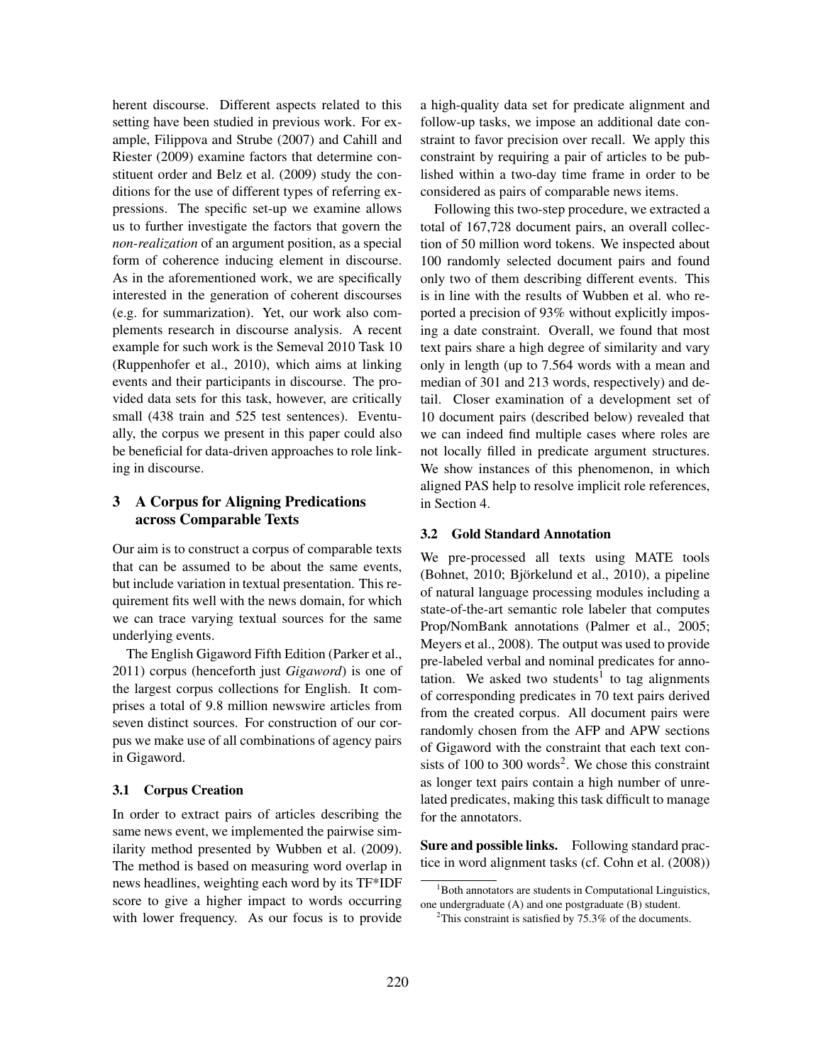herent discourse. Different aspects related to this setting have been studied in previous work. For example, Filippova and Strube (2007) and Cahill and Riester (2009) examine factors that determine constituent order and Belz et al. (2009) study the conditions for the use of different types of referring expressions. The specific set-up we examine allows us to further investigate the factors that govern the *non-realization* of an argument position, as a special form of coherence inducing element in discourse. As in the aforementioned work, we are specifically interested in the generation of coherent discourses (e.g. for summarization). Yet, our work also complements research in discourse analysis. A recent example for such work is the Semeval 2010 Task 10 (Ruppenhofer et al., 2010), which aims at linking events and their participants in discourse. The provided data sets for this task, however, are critically small (438 train and 525 test sentences). Eventually, the corpus we present in this paper could also be beneficial for data-driven approaches to role linking in discourse.

## 3 A Corpus for Aligning Predications across Comparable Texts

Our aim is to construct a corpus of comparable texts that can be assumed to be about the same events, but include variation in textual presentation. This requirement fits well with the news domain, for which we can trace varying textual sources for the same underlying events.

The English Gigaword Fifth Edition (Parker et al., 2011) corpus (henceforth just *Gigaword*) is one of the largest corpus collections for English. It comprises a total of 9.8 million newswire articles from seven distinct sources. For construction of our corpus we make use of all combinations of agency pairs in Gigaword.

### 3.1 Corpus Creation

In order to extract pairs of articles describing the same news event, we implemented the pairwise similarity method presented by Wubben et al. (2009). The method is based on measuring word overlap in news headlines, weighting each word by its TF*IDF score to give a higher impact to words occurring with lower frequency. As our focus is to provide a high-quality data set for predicate alignment and follow-up tasks, we impose an additional date constraint to favor precision over recall. We apply this constraint by requiring a pair of articles to be published within a two-day time frame in order to be considered as pairs of comparable news items.

Following this two-step procedure, we extracted a total of 167,728 document pairs, an overall collection of 50 million word tokens. We inspected about 100 randomly selected document pairs and found only two of them describing different events. This is in line with the results of Wubben et al. who reported a precision of 93% without explicitly imposing a date constraint. Overall, we found that most text pairs share a high degree of similarity and vary only in length (up to 7.564 words with a mean and median of 301 and 213 words, respectively) and detail. Closer examination of a development set of 10 document pairs (described below) revealed that we can indeed find multiple cases where roles are not locally filled in predicate argument structures. We show instances of this phenomenon, in which aligned PAS help to resolve implicit role references, in Section 4.

### 3.2 Gold Standard Annotation

We pre-processed all texts using MATE tools (Bohnet, 2010; Björkelund et al., 2010), a pipeline of natural language processing modules including a state-of-the-art semantic role labeler that computes Prop/NomBank annotations (Palmer et al., 2005; Meyers et al., 2008). The output was used to provide pre-labeled verbal and nominal predicates for annotation. We asked two students[1] to tag alignments of corresponding predicates in 70 text pairs derived from the created corpus. All document pairs were randomly chosen from the AFP and APW sections of Gigaword with the constraint that each text consists of 100 to 300 words[2]. We chose this constraint as longer text pairs contain a high number of unrelated predicates, making this task difficult to manage for the annotators.

**Sure and possible links.** Following standard practice in word alignment tasks (cf. Cohn et al. (2008))

[1] Both annotators are students in Computational Linguistics, one undergraduate (A) and one postgraduate (B) student.

[2] This constraint is satisfied by 75.3% of the documents.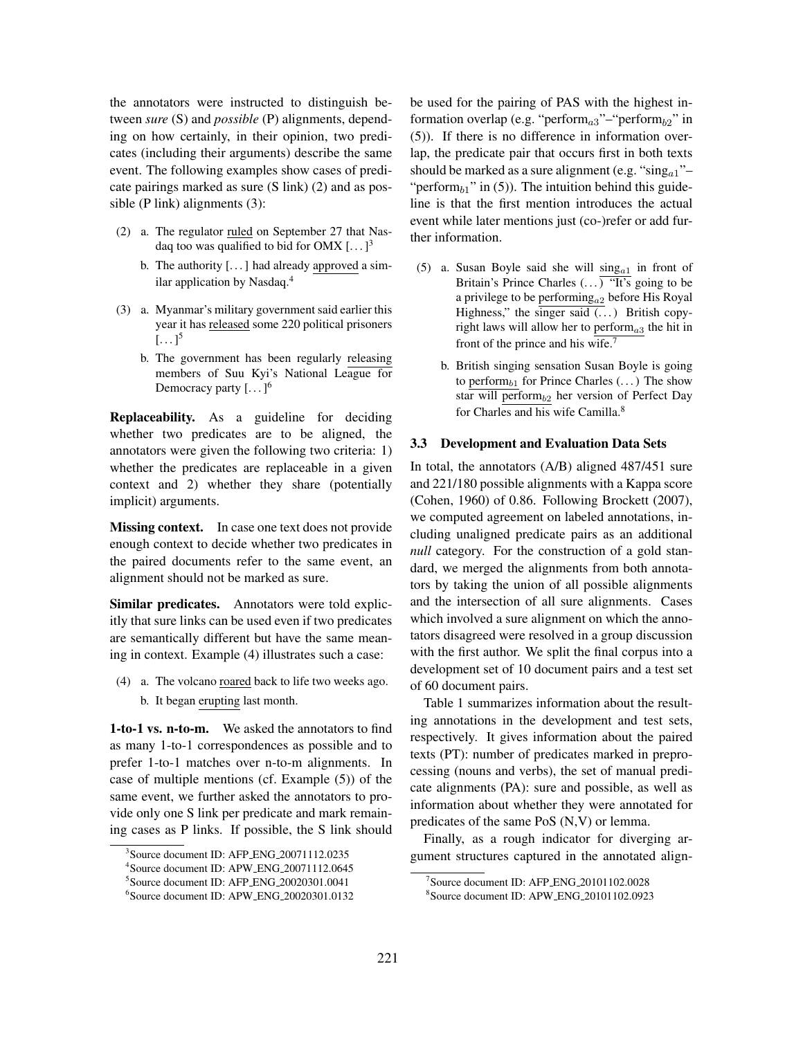the annotators were instructed to distinguish between *sure* (S) and *possible* (P) alignments, depending on how certainly, in their opinion, two predicates (including their arguments) describe the same event. The following examples show cases of predicate pairings marked as sure (S link) (2) and as possible (P link) alignments (3):

(2) a. The regulator ruled on September 27 that Nasdaq too was qualified to bid for OMX [...][3]

b. The authority [...] had already approved a similar application by Nasdaq.[4]

(3) a. Myanmar's military government said earlier this year it has released some 220 political prisoners [...][5]

b. The government has been regularly releasing members of Suu Kyi's National League for Democracy party [...][6]

**Replaceability.** As a guideline for deciding whether two predicates are to be aligned, the annotators were given the following two criteria: 1) whether the predicates are replaceable in a given context and 2) whether they share (potentially implicit) arguments.

**Missing context.** In case one text does not provide enough context to decide whether two predicates in the paired documents refer to the same event, an alignment should not be marked as sure.

**Similar predicates.** Annotators were told explicitly that sure links can be used even if two predicates are semantically different but have the same meaning in context. Example (4) illustrates such a case:

(4) a. The volcano roared back to life two weeks ago.

b. It began erupting last month.

**1-to-1 vs. n-to-m.** We asked the annotators to find as many 1-to-1 correspondences as possible and to prefer 1-to-1 matches over n-to-m alignments. In case of multiple mentions (cf. Example (5)) of the same event, we further asked the annotators to provide only one S link per predicate and mark remaining cases as P links. If possible, the S link should be used for the pairing of PAS with the highest information overlap (e.g. "perform$_{a3}$"–"perform$_{b2}$" in (5)). If there is no difference in information overlap, the predicate pair that occurs first in both texts should be marked as a sure alignment (e.g. "sing$_{a1}$"–"perform$_{b1}$" in (5)). The intuition behind this guideline is that the first mention introduces the actual event while later mentions just (co-)refer or add further information.

(5) a. Susan Boyle said she will sing$_{a1}$ in front of Britain's Prince Charles (...) "It's going to be a privilege to be performing$_{a2}$ before His Royal Highness," the singer said (...) British copyright laws will allow her to perform$_{a3}$ the hit in front of the prince and his wife.[7]

b. British singing sensation Susan Boyle is going to perform$_{b1}$ for Prince Charles (...) The show star will perform$_{b2}$ her version of Perfect Day for Charles and his wife Camilla.[8]

### 3.3 Development and Evaluation Data Sets

In total, the annotators (A/B) aligned 487/451 sure and 221/180 possible alignments with a Kappa score (Cohen, 1960) of 0.86. Following Brockett (2007), we computed agreement on labeled annotations, including unaligned predicate pairs as an additional *null* category. For the construction of a gold standard, we merged the alignments from both annotators by taking the union of all possible alignments and the intersection of all sure alignments. Cases which involved a sure alignment on which the annotators disagreed were resolved in a group discussion with the first author. We split the final corpus into a development set of 10 document pairs and a test set of 60 document pairs.

Table 1 summarizes information about the resulting annotations in the development and test sets, respectively. It gives information about the paired texts (PT): number of predicates marked in preprocessing (nouns and verbs), the set of manual predicate alignments (PA): sure and possible, as well as information about whether they were annotated for predicates of the same PoS (N,V) or lemma.

Finally, as a rough indicator for diverging argument structures captured in the annotated align-

[3]Source document ID: AFP_ENG_20071112.0235

[4]Source document ID: APW_ENG_20071112.0645

[5]Source document ID: AFP_ENG_20020301.0041

[6]Source document ID: APW_ENG_20020301.0132

[7]Source document ID: AFP_ENG_20101102.0028

[8]Source document ID: APW_ENG_20101102.0923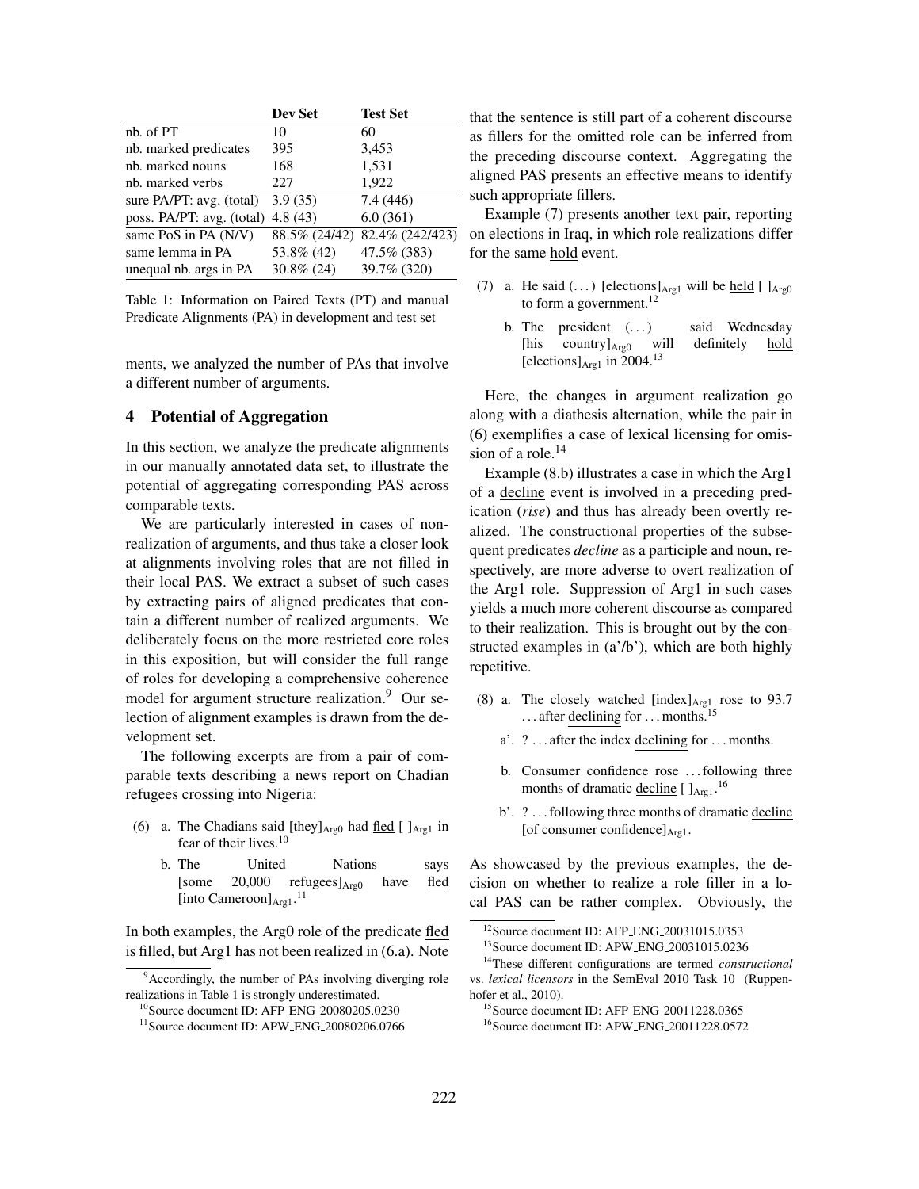|  | Dev Set | Test Set |
|---|---|---|
| nb. of PT | 10 | 60 |
| nb. marked predicates | 395 | 3,453 |
| nb. marked nouns | 168 | 1,531 |
| nb. marked verbs | 227 | 1,922 |
| sure PA/PT: avg. (total) | 3.9 (35) | 7.4 (446) |
| poss. PA/PT: avg. (total) | 4.8 (43) | 6.0 (361) |
| same PoS in PA (N/V) | 88.5% (24/42) | 82.4% (242/423) |
| same lemma in PA | 53.8% (42) | 47.5% (383) |
| unequal nb. args in PA | 30.8% (24) | 39.7% (320) |

Table 1: Information on Paired Texts (PT) and manual Predicate Alignments (PA) in development and test set

ments, we analyzed the number of PAs that involve a different number of arguments.

## 4 Potential of Aggregation

In this section, we analyze the predicate alignments in our manually annotated data set, to illustrate the potential of aggregating corresponding PAS across comparable texts.

We are particularly interested in cases of non-realization of arguments, and thus take a closer look at alignments involving roles that are not filled in their local PAS. We extract a subset of such cases by extracting pairs of aligned predicates that contain a different number of realized arguments. We deliberately focus on the more restricted core roles in this exposition, but will consider the full range of roles for developing a comprehensive coherence model for argument structure realization.[9] Our selection of alignment examples is drawn from the development set.

The following excerpts are from a pair of comparable texts describing a news report on Chadian refugees crossing into Nigeria:

(6) a. The Chadians said [they]$_{\text{Arg0}}$ had fled [ ]$_{\text{Arg1}}$ in fear of their lives.[10]

b. The United Nations says [some 20,000 refugees]$_{\text{Arg0}}$ have fled [into Cameroon]$_{\text{Arg1}}$.[11]

In both examples, the Arg0 role of the predicate fled is filled, but Arg1 has not been realized in (6.a). Note that the sentence is still part of a coherent discourse as fillers for the omitted role can be inferred from the preceding discourse context. Aggregating the aligned PAS presents an effective means to identify such appropriate fillers.

Example (7) presents another text pair, reporting on elections in Iraq, in which role realizations differ for the same hold event.

(7) a. He said (...) [elections]$_{\text{Arg1}}$ will be held [ ]$_{\text{Arg0}}$ to form a government.[12]

b. The president (...) said Wednesday [his country]$_{\text{Arg0}}$ will definitely hold [elections]$_{\text{Arg1}}$ in 2004.[13]

Here, the changes in argument realization go along with a diathesis alternation, while the pair in (6) exemplifies a case of lexical licensing for omission of a role.[14]

Example (8.b) illustrates a case in which the Arg1 of a decline event is involved in a preceding predication (*rise*) and thus has already been overtly realized. The constructional properties of the subsequent predicates *decline* as a participle and noun, respectively, are more adverse to overt realization of the Arg1 role. Suppression of Arg1 in such cases yields a much more coherent discourse as compared to their realization. This is brought out by the constructed examples in (a'/b'), which are both highly repetitive.

(8) a. The closely watched [index]$_{\text{Arg1}}$ rose to 93.7 ... after declining for ... months.[15]

a'. ? ... after the index declining for ... months.

b. Consumer confidence rose ... following three months of dramatic decline [ ]$_{\text{Arg1}}$.[16]

b'. ? ... following three months of dramatic decline [of consumer confidence]$_{\text{Arg1}}$.

As showcased by the previous examples, the decision on whether to realize a role filler in a local PAS can be rather complex. Obviously, the

[9] Accordingly, the number of PAs involving diverging role realizations in Table 1 is strongly underestimated.

[10] Source document ID: AFP_ENG_20080205.0230

[11] Source document ID: APW_ENG_20080206.0766

[12] Source document ID: AFP_ENG_20031015.0353

[13] Source document ID: APW_ENG_20031015.0236

[14] These different configurations are termed *constructional* vs. *lexical licensors* in the SemEval 2010 Task 10 (Ruppenhofer et al., 2010).

[15] Source document ID: AFP_ENG_20011228.0365

[16] Source document ID: APW_ENG_20011228.0572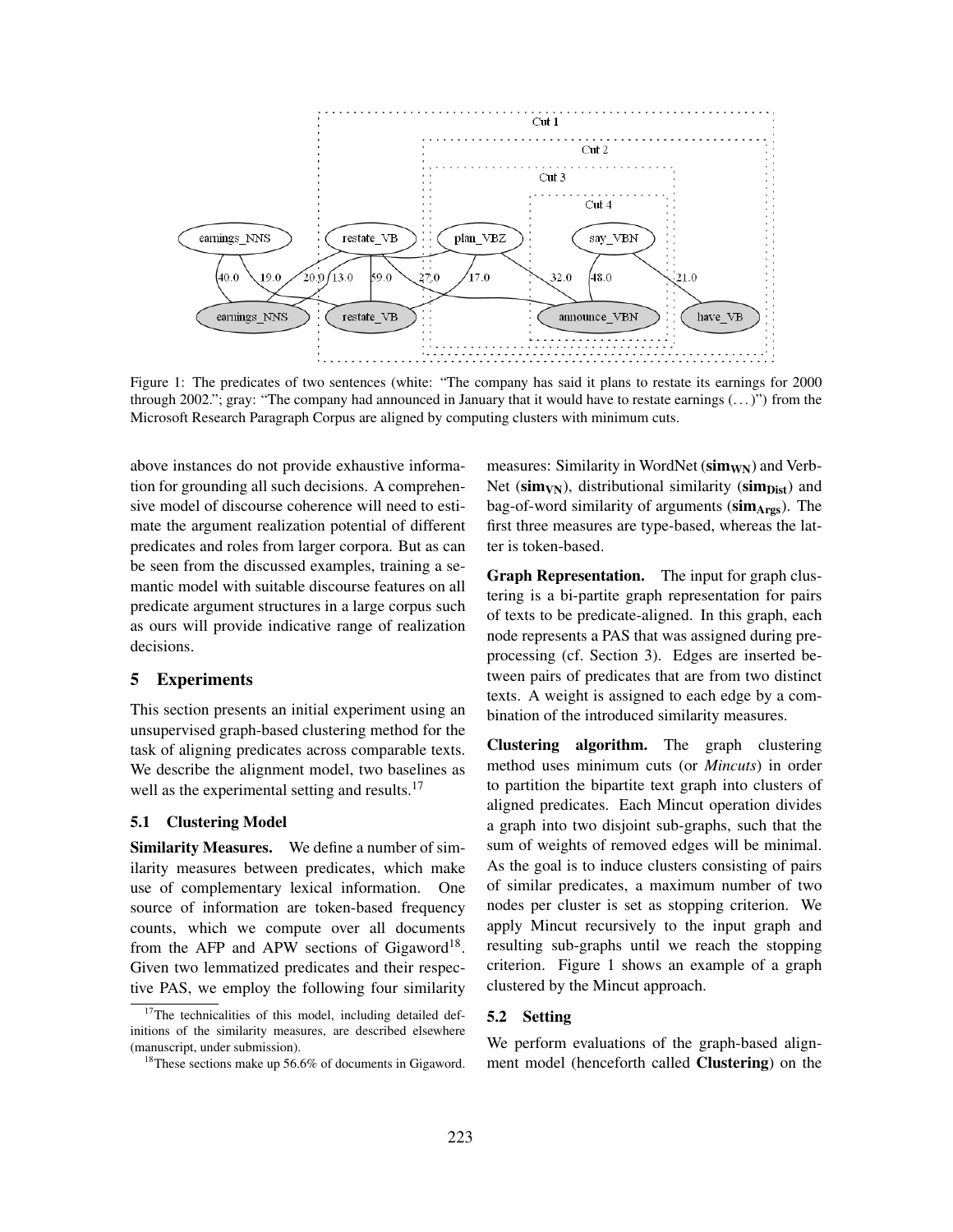Figure 1: The predicates of two sentences (white: "The company has said it plans to restate its earnings for 2000 through 2002."; gray: "The company had announced in January that it would have to restate earnings (. . . )") from the Microsoft Research Paragraph Corpus are aligned by computing clusters with minimum cuts.

above instances do not provide exhaustive information for grounding all such decisions. A comprehensive model of discourse coherence will need to estimate the argument realization potential of different predicates and roles from larger corpora. But as can be seen from the discussed examples, training a semantic model with suitable discourse features on all predicate argument structures in a large corpus such as ours will provide indicative range of realization decisions.

## 5 Experiments

This section presents an initial experiment using an unsupervised graph-based clustering method for the task of aligning predicates across comparable texts. We describe the alignment model, two baselines as well as the experimental setting and results.[17]

### 5.1 Clustering Model

**Similarity Measures.** We define a number of similarity measures between predicates, which make use of complementary lexical information. One source of information are token-based frequency counts, which we compute over all documents from the AFP and APW sections of Gigaword[18]. Given two lemmatized predicates and their respective PAS, we employ the following four similarity measures: Similarity in WordNet ($\mathbf{sim_{WN}}$) and VerbNet ($\mathbf{sim_{VN}}$), distributional similarity ($\mathbf{sim_{Dist}}$) and bag-of-word similarity of arguments ($\mathbf{sim_{Args}}$). The first three measures are type-based, whereas the latter is token-based.

**Graph Representation.** The input for graph clustering is a bi-partite graph representation for pairs of texts to be predicate-aligned. In this graph, each node represents a PAS that was assigned during preprocessing (cf. Section 3). Edges are inserted between pairs of predicates that are from two distinct texts. A weight is assigned to each edge by a combination of the introduced similarity measures.

**Clustering algorithm.** The graph clustering method uses minimum cuts (or *Mincuts*) in order to partition the bipartite text graph into clusters of aligned predicates. Each Mincut operation divides a graph into two disjoint sub-graphs, such that the sum of weights of removed edges will be minimal. As the goal is to induce clusters consisting of pairs of similar predicates, a maximum number of two nodes per cluster is set as stopping criterion. We apply Mincut recursively to the input graph and resulting sub-graphs until we reach the stopping criterion. Figure 1 shows an example of a graph clustered by the Mincut approach.

### 5.2 Setting

We perform evaluations of the graph-based alignment model (henceforth called **Clustering**) on the

[17] The technicalities of this model, including detailed definitions of the similarity measures, are described elsewhere (manuscript, under submission).

[18] These sections make up 56.6% of documents in Gigaword.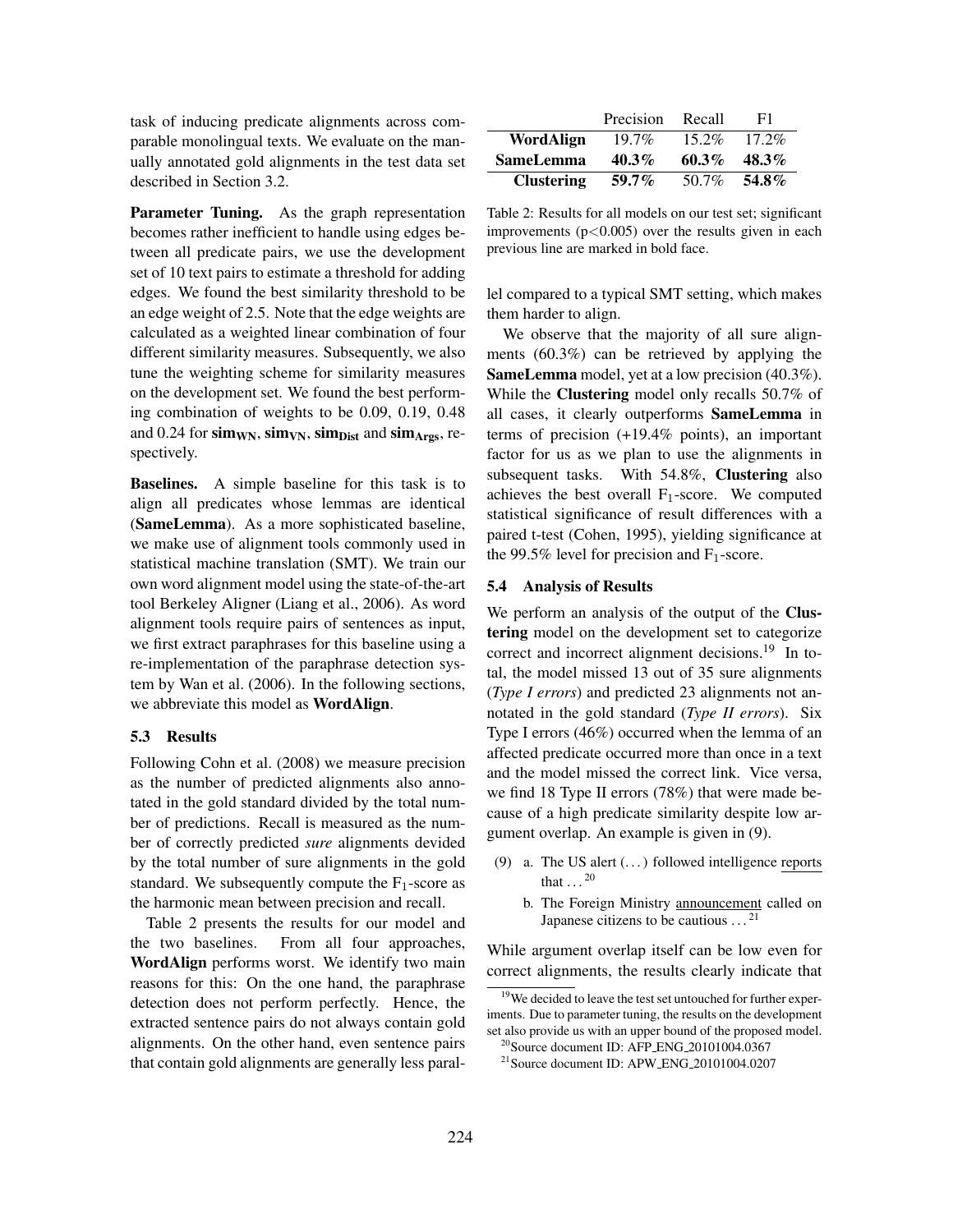task of inducing predicate alignments across comparable monolingual texts. We evaluate on the manually annotated gold alignments in the test data set described in Section 3.2.

**Parameter Tuning.** As the graph representation becomes rather inefficient to handle using edges between all predicate pairs, we use the development set of 10 text pairs to estimate a threshold for adding edges. We found the best similarity threshold to be an edge weight of 2.5. Note that the edge weights are calculated as a weighted linear combination of four different similarity measures. Subsequently, we also tune the weighting scheme for similarity measures on the development set. We found the best performing combination of weights to be 0.09, 0.19, 0.48 and 0.24 for $\mathbf{sim_{WN}}$, $\mathbf{sim_{VN}}$, $\mathbf{sim_{Dist}}$ and $\mathbf{sim_{Args}}$, respectively.

**Baselines.** A simple baseline for this task is to align all predicates whose lemmas are identical (**SameLemma**). As a more sophisticated baseline, we make use of alignment tools commonly used in statistical machine translation (SMT). We train our own word alignment model using the state-of-the-art tool Berkeley Aligner (Liang et al., 2006). As word alignment tools require pairs of sentences as input, we first extract paraphrases for this baseline using a re-implementation of the paraphrase detection system by Wan et al. (2006). In the following sections, we abbreviate this model as **WordAlign**.

### 5.3 Results

Following Cohn et al. (2008) we measure precision as the number of predicted alignments also annotated in the gold standard divided by the total number of predictions. Recall is measured as the number of correctly predicted *sure* alignments devided by the total number of sure alignments in the gold standard. We subsequently compute the $F_1$-score as the harmonic mean between precision and recall.

Table 2 presents the results for our model and the two baselines. From all four approaches, **WordAlign** performs worst. We identify two main reasons for this: On the one hand, the paraphrase detection does not perform perfectly. Hence, the extracted sentence pairs do not always contain gold alignments. On the other hand, even sentence pairs that contain gold alignments are generally less parallel compared to a typical SMT setting, which makes them harder to align.

| | Precision | Recall | F1 |
|---|---|---|---|
| **WordAlign** | 19.7% | 15.2% | 17.2% |
| **SameLemma** | **40.3%** | **60.3%** | **48.3%** |
| **Clustering** | **59.7%** | 50.7% | **54.8%** |

Table 2: Results for all models on our test set; significant improvements ($p<0.005$) over the results given in each previous line are marked in bold face.

We observe that the majority of all sure alignments (60.3%) can be retrieved by applying the **SameLemma** model, yet at a low precision (40.3%). While the **Clustering** model only recalls 50.7% of all cases, it clearly outperforms **SameLemma** in terms of precision (+19.4% points), an important factor for us as we plan to use the alignments in subsequent tasks. With 54.8%, **Clustering** also achieves the best overall $F_1$-score. We computed statistical significance of result differences with a paired t-test (Cohen, 1995), yielding significance at the 99.5% level for precision and $F_1$-score.

### 5.4 Analysis of Results

We perform an analysis of the output of the **Clustering** model on the development set to categorize correct and incorrect alignment decisions.[19] In total, the model missed 13 out of 35 sure alignments (*Type I errors*) and predicted 23 alignments not annotated in the gold standard (*Type II errors*). Six Type I errors (46%) occurred when the lemma of an affected predicate occurred more than once in a text and the model missed the correct link. Vice versa, we find 18 Type II errors (78%) that were made because of a high predicate similarity despite low argument overlap. An example is given in (9).

(9) a. The US alert (...) followed intelligence reports that ...[20]

b. The Foreign Ministry announcement called on Japanese citizens to be cautious ...[21]

While argument overlap itself can be low even for correct alignments, the results clearly indicate that

[19] We decided to leave the test set untouched for further experiments. Due to parameter tuning, the results on the development set also provide us with an upper bound of the proposed model.

[20] Source document ID: AFP_ENG_20101004.0367

[21] Source document ID: APW_ENG_20101004.0207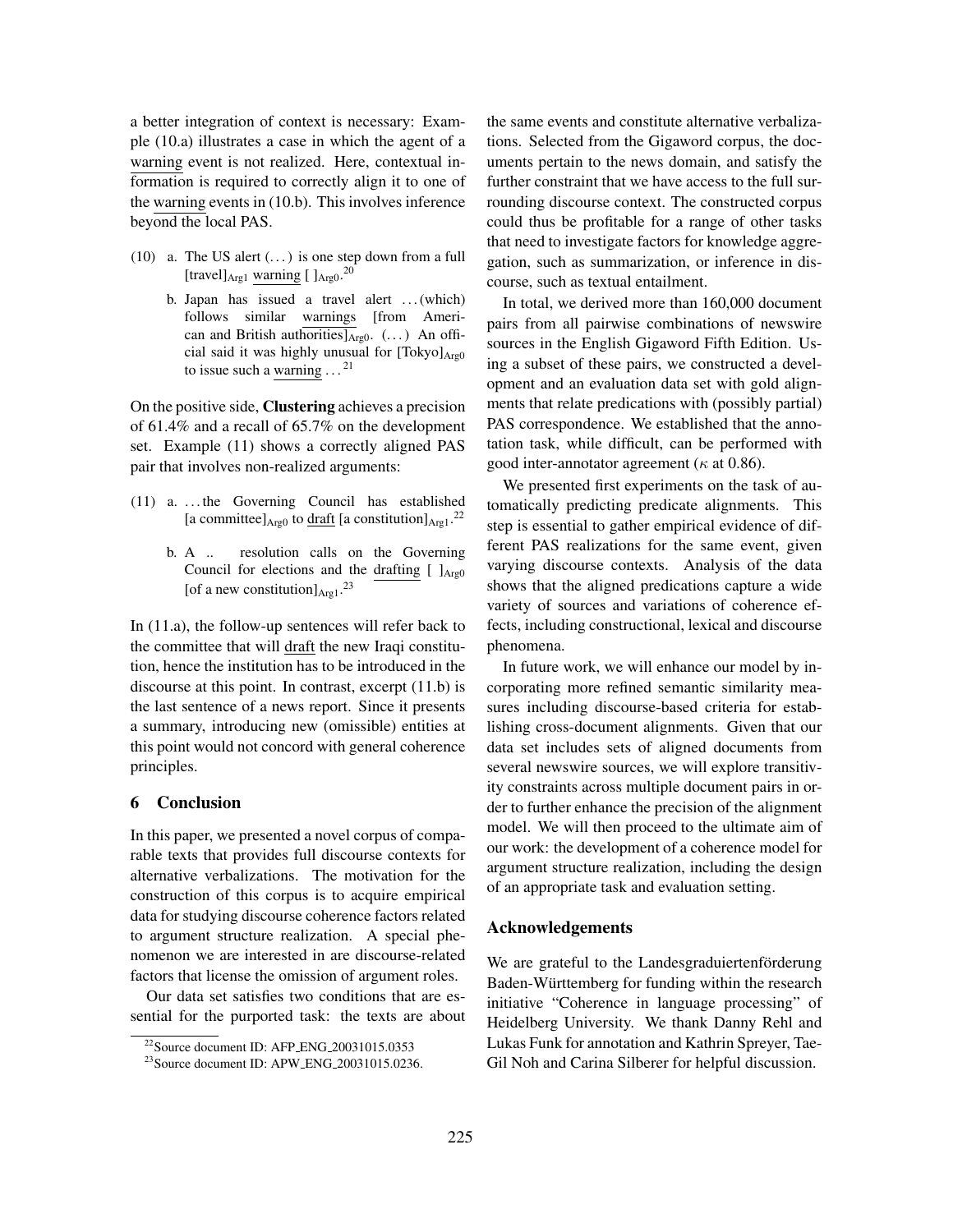a better integration of context is necessary: Example (10.a) illustrates a case in which the agent of a warning event is not realized. Here, contextual information is required to correctly align it to one of the warning events in (10.b). This involves inference beyond the local PAS.

(10) a. The US alert (...) is one step down from a full $[\text{travel}]_{\text{Arg1}}$ warning $[\ ]_{\text{Arg0}}$.[20]

b. Japan has issued a travel alert ...(which) follows similar warnings [from American and British authorities]$_{\text{Arg0}}$. (...) An official said it was highly unusual for $[\text{Tokyo}]_{\text{Arg0}}$ to issue such a warning ...[21]

On the positive side, **Clustering** achieves a precision of 61.4% and a recall of 65.7% on the development set. Example (11) shows a correctly aligned PAS pair that involves non-realized arguments:

(11) a. ...the Governing Council has established [a committee]$_{\text{Arg0}}$ to draft [a constitution]$_{\text{Arg1}}$.[22]

b. A .. resolution calls on the Governing Council for elections and the drafting $[\ ]_{\text{Arg0}}$ [of a new constitution]$_{\text{Arg1}}$.[23]

In (11.a), the follow-up sentences will refer back to the committee that will draft the new Iraqi constitution, hence the institution has to be introduced in the discourse at this point. In contrast, excerpt (11.b) is the last sentence of a news report. Since it presents a summary, introducing new (omissible) entities at this point would not concord with general coherence principles.

## 6 Conclusion

In this paper, we presented a novel corpus of comparable texts that provides full discourse contexts for alternative verbalizations. The motivation for the construction of this corpus is to acquire empirical data for studying discourse coherence factors related to argument structure realization. A special phenomenon we are interested in are discourse-related factors that license the omission of argument roles.

Our data set satisfies two conditions that are essential for the purported task: the texts are about the same events and constitute alternative verbalizations. Selected from the Gigaword corpus, the documents pertain to the news domain, and satisfy the further constraint that we have access to the full surrounding discourse context. The constructed corpus could thus be profitable for a range of other tasks that need to investigate factors for knowledge aggregation, such as summarization, or inference in discourse, such as textual entailment.

In total, we derived more than 160,000 document pairs from all pairwise combinations of newswire sources in the English Gigaword Fifth Edition. Using a subset of these pairs, we constructed a development and an evaluation data set with gold alignments that relate predications with (possibly partial) PAS correspondence. We established that the annotation task, while difficult, can be performed with good inter-annotator agreement ($\kappa$ at 0.86).

We presented first experiments on the task of automatically predicting predicate alignments. This step is essential to gather empirical evidence of different PAS realizations for the same event, given varying discourse contexts. Analysis of the data shows that the aligned predications capture a wide variety of sources and variations of coherence effects, including constructional, lexical and discourse phenomena.

In future work, we will enhance our model by incorporating more refined semantic similarity measures including discourse-based criteria for establishing cross-document alignments. Given that our data set includes sets of aligned documents from several newswire sources, we will explore transitivity constraints across multiple document pairs in order to further enhance the precision of the alignment model. We will then proceed to the ultimate aim of our work: the development of a coherence model for argument structure realization, including the design of an appropriate task and evaluation setting.

## Acknowledgements

We are grateful to the Landesgraduiertenförderung Baden-Württemberg for funding within the research initiative "Coherence in language processing" of Heidelberg University. We thank Danny Rehl and Lukas Funk for annotation and Kathrin Spreyer, Tae-Gil Noh and Carina Silberer for helpful discussion.

---

[22] Source document ID: AFP_ENG_20031015.0353

[23] Source document ID: APW_ENG_20031015.0236.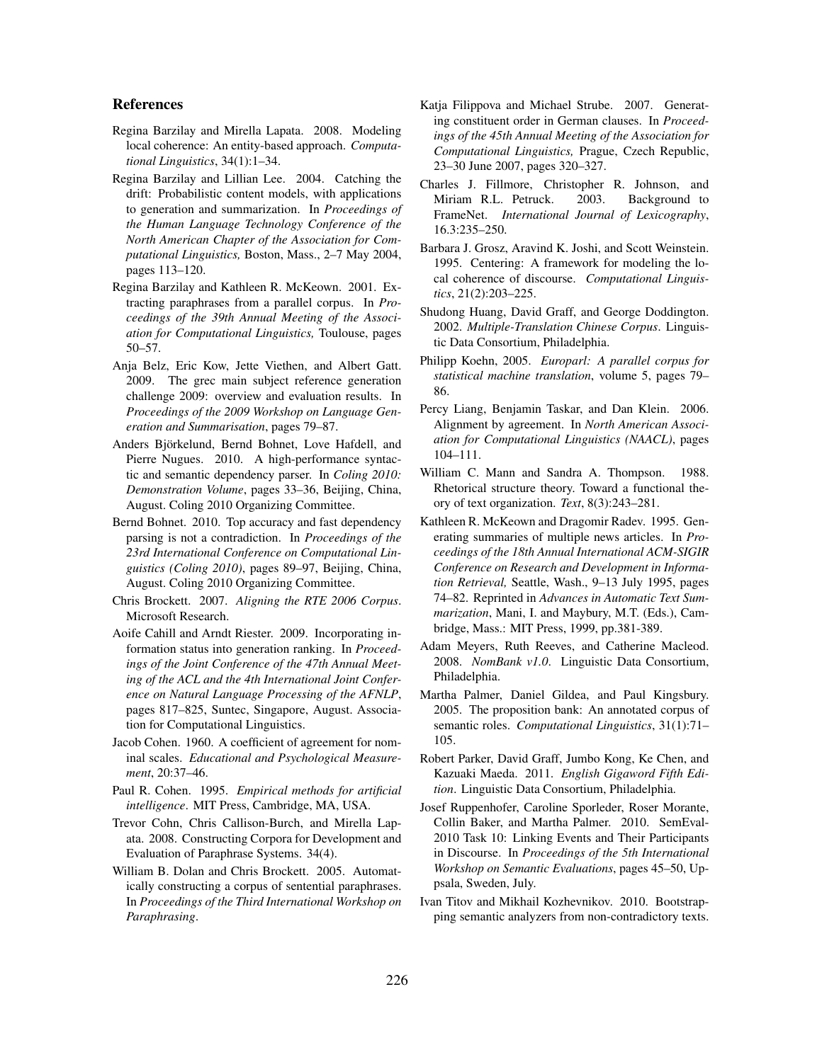## References

Regina Barzilay and Mirella Lapata. 2008. Modeling local coherence: An entity-based approach. *Computational Linguistics*, 34(1):1–34.

Regina Barzilay and Lillian Lee. 2004. Catching the drift: Probabilistic content models, with applications to generation and summarization. In *Proceedings of the Human Language Technology Conference of the North American Chapter of the Association for Computational Linguistics,* Boston, Mass., 2–7 May 2004, pages 113–120.

Regina Barzilay and Kathleen R. McKeown. 2001. Extracting paraphrases from a parallel corpus. In *Proceedings of the 39th Annual Meeting of the Association for Computational Linguistics,* Toulouse, pages 50–57.

Anja Belz, Eric Kow, Jette Viethen, and Albert Gatt. 2009. The grec main subject reference generation challenge 2009: overview and evaluation results. In *Proceedings of the 2009 Workshop on Language Generation and Summarisation*, pages 79–87.

Anders Björkelund, Bernd Bohnet, Love Hafdell, and Pierre Nugues. 2010. A high-performance syntactic and semantic dependency parser. In *Coling 2010: Demonstration Volume*, pages 33–36, Beijing, China, August. Coling 2010 Organizing Committee.

Bernd Bohnet. 2010. Top accuracy and fast dependency parsing is not a contradiction. In *Proceedings of the 23rd International Conference on Computational Linguistics (Coling 2010)*, pages 89–97, Beijing, China, August. Coling 2010 Organizing Committee.

Chris Brockett. 2007. *Aligning the RTE 2006 Corpus*. Microsoft Research.

Aoife Cahill and Arndt Riester. 2009. Incorporating information status into generation ranking. In *Proceedings of the Joint Conference of the 47th Annual Meeting of the ACL and the 4th International Joint Conference on Natural Language Processing of the AFNLP*, pages 817–825, Suntec, Singapore, August. Association for Computational Linguistics.

Jacob Cohen. 1960. A coefficient of agreement for nominal scales. *Educational and Psychological Measurement*, 20:37–46.

Paul R. Cohen. 1995. *Empirical methods for artificial intelligence*. MIT Press, Cambridge, MA, USA.

Trevor Cohn, Chris Callison-Burch, and Mirella Lapata. 2008. Constructing Corpora for Development and Evaluation of Paraphrase Systems. 34(4).

William B. Dolan and Chris Brockett. 2005. Automatically constructing a corpus of sentential paraphrases. In *Proceedings of the Third International Workshop on Paraphrasing*.

Katja Filippova and Michael Strube. 2007. Generating constituent order in German clauses. In *Proceedings of the 45th Annual Meeting of the Association for Computational Linguistics,* Prague, Czech Republic, 23–30 June 2007, pages 320–327.

Charles J. Fillmore, Christopher R. Johnson, and Miriam R.L. Petruck. 2003. Background to FrameNet. *International Journal of Lexicography*, 16.3:235–250.

Barbara J. Grosz, Aravind K. Joshi, and Scott Weinstein. 1995. Centering: A framework for modeling the local coherence of discourse. *Computational Linguistics*, 21(2):203–225.

Shudong Huang, David Graff, and George Doddington. 2002. *Multiple-Translation Chinese Corpus*. Linguistic Data Consortium, Philadelphia.

Philipp Koehn, 2005. *Europarl: A parallel corpus for statistical machine translation*, volume 5, pages 79–86.

Percy Liang, Benjamin Taskar, and Dan Klein. 2006. Alignment by agreement. In *North American Association for Computational Linguistics (NAACL)*, pages 104–111.

William C. Mann and Sandra A. Thompson. 1988. Rhetorical structure theory. Toward a functional theory of text organization. *Text*, 8(3):243–281.

Kathleen R. McKeown and Dragomir Radev. 1995. Generating summaries of multiple news articles. In *Proceedings of the 18th Annual International ACM-SIGIR Conference on Research and Development in Information Retrieval,* Seattle, Wash., 9–13 July 1995, pages 74–82. Reprinted in *Advances in Automatic Text Summarization*, Mani, I. and Maybury, M.T. (Eds.), Cambridge, Mass.: MIT Press, 1999, pp.381-389.

Adam Meyers, Ruth Reeves, and Catherine Macleod. 2008. *NomBank v1.0*. Linguistic Data Consortium, Philadelphia.

Martha Palmer, Daniel Gildea, and Paul Kingsbury. 2005. The proposition bank: An annotated corpus of semantic roles. *Computational Linguistics*, 31(1):71–105.

Robert Parker, David Graff, Jumbo Kong, Ke Chen, and Kazuaki Maeda. 2011. *English Gigaword Fifth Edition*. Linguistic Data Consortium, Philadelphia.

Josef Ruppenhofer, Caroline Sporleder, Roser Morante, Collin Baker, and Martha Palmer. 2010. SemEval-2010 Task 10: Linking Events and Their Participants in Discourse. In *Proceedings of the 5th International Workshop on Semantic Evaluations*, pages 45–50, Uppsala, Sweden, July.

Ivan Titov and Mikhail Kozhevnikov. 2010. Bootstrapping semantic analyzers from non-contradictory texts.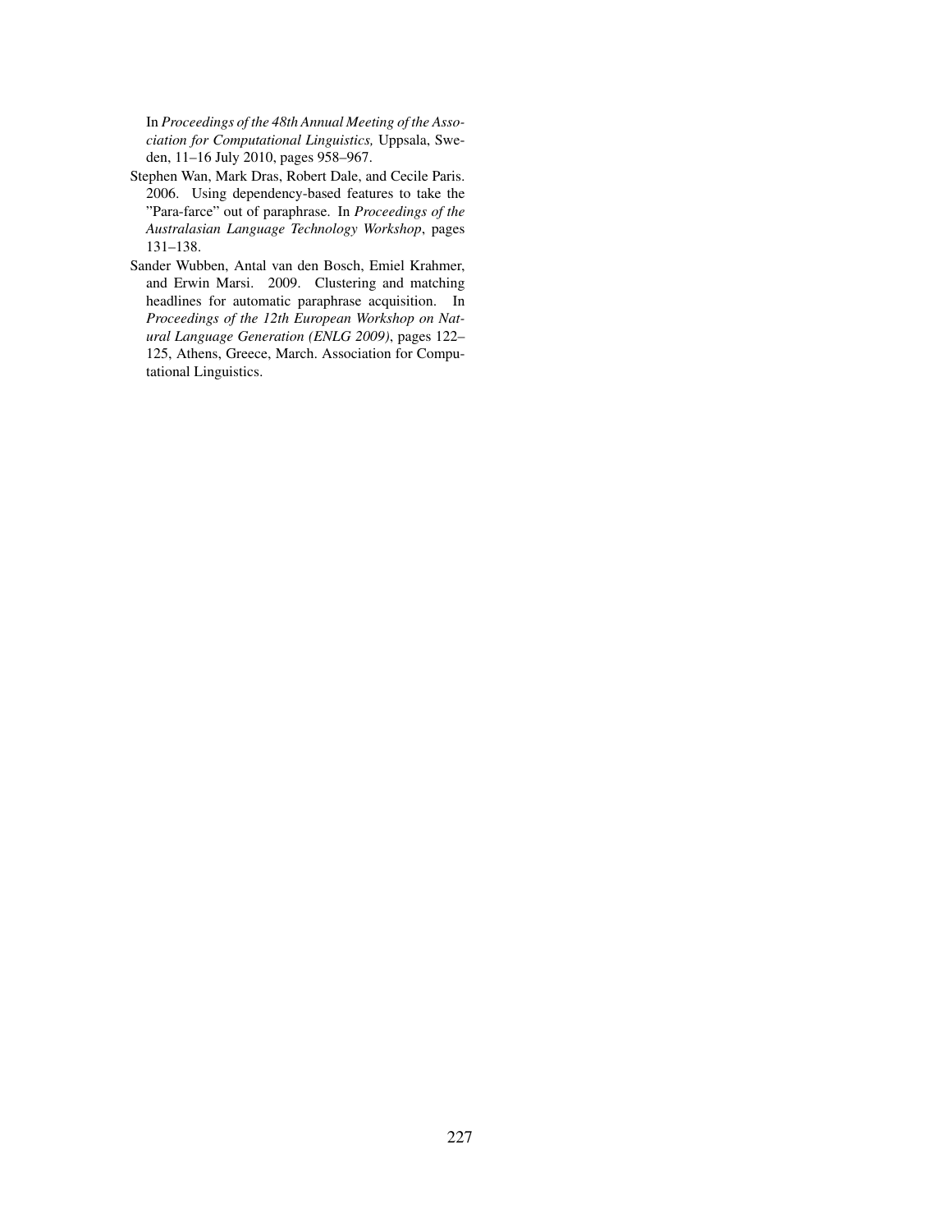In *Proceedings of the 48th Annual Meeting of the Association for Computational Linguistics,* Uppsala, Sweden, 11–16 July 2010, pages 958–967.

Stephen Wan, Mark Dras, Robert Dale, and Cecile Paris. 2006. Using dependency-based features to take the "Para-farce" out of paraphrase. In *Proceedings of the Australasian Language Technology Workshop*, pages 131–138.

Sander Wubben, Antal van den Bosch, Emiel Krahmer, and Erwin Marsi. 2009. Clustering and matching headlines for automatic paraphrase acquisition. In *Proceedings of the 12th European Workshop on Natural Language Generation (ENLG 2009)*, pages 122–125, Athens, Greece, March. Association for Computational Linguistics.